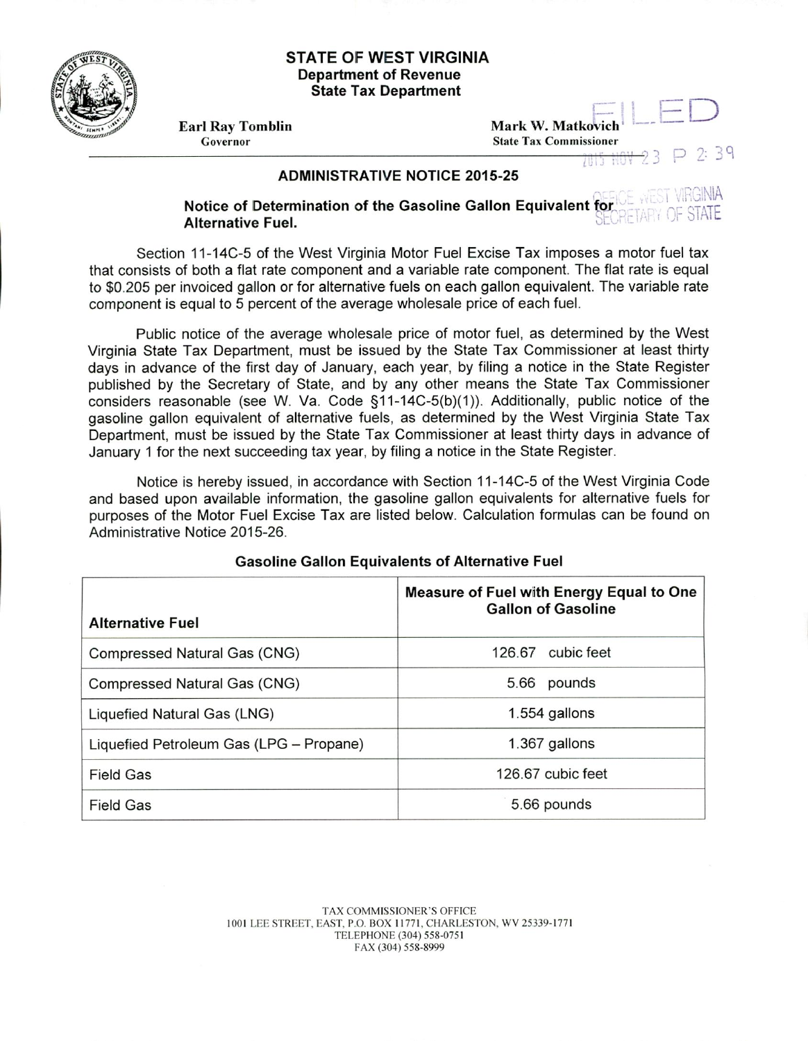**STATE OF WEST VIRGINIA**
**Department of Revenue**
**State Tax Department**

**Earl Ray Tomblin**
Governor

**Mark W. Matkovich**
State Tax Commissioner

FILED
2015 NOV 23 P 2:39
OFFICE WEST VIRGINIA
SECRETARY OF STATE

## ADMINISTRATIVE NOTICE 2015-25

### Notice of Determination of the Gasoline Gallon Equivalent for Alternative Fuel.

Section 11-14C-5 of the West Virginia Motor Fuel Excise Tax imposes a motor fuel tax that consists of both a flat rate component and a variable rate component. The flat rate is equal to $0.205 per invoiced gallon or for alternative fuels on each gallon equivalent. The variable rate component is equal to 5 percent of the average wholesale price of each fuel.

Public notice of the average wholesale price of motor fuel, as determined by the West Virginia State Tax Department, must be issued by the State Tax Commissioner at least thirty days in advance of the first day of January, each year, by filing a notice in the State Register published by the Secretary of State, and by any other means the State Tax Commissioner considers reasonable (see W. Va. Code §11-14C-5(b)(1)). Additionally, public notice of the gasoline gallon equivalent of alternative fuels, as determined by the West Virginia State Tax Department, must be issued by the State Tax Commissioner at least thirty days in advance of January 1 for the next succeeding tax year, by filing a notice in the State Register.

Notice is hereby issued, in accordance with Section 11-14C-5 of the West Virginia Code and based upon available information, the gasoline gallon equivalents for alternative fuels for purposes of the Motor Fuel Excise Tax are listed below. Calculation formulas can be found on Administrative Notice 2015-26.

**Gasoline Gallon Equivalents of Alternative Fuel**

| Alternative Fuel | Measure of Fuel with Energy Equal to One Gallon of Gasoline |
|---|---|
| Compressed Natural Gas (CNG) | 126.67 cubic feet |
| Compressed Natural Gas (CNG) | 5.66 pounds |
| Liquefied Natural Gas (LNG) | 1.554 gallons |
| Liquefied Petroleum Gas (LPG – Propane) | 1.367 gallons |
| Field Gas | 126.67 cubic feet |
| Field Gas | 5.66 pounds |

TAX COMMISSIONER'S OFFICE
1001 LEE STREET, EAST, P.O. BOX 11771, CHARLESTON, WV 25339-1771
TELEPHONE (304) 558-0751
FAX (304) 558-8999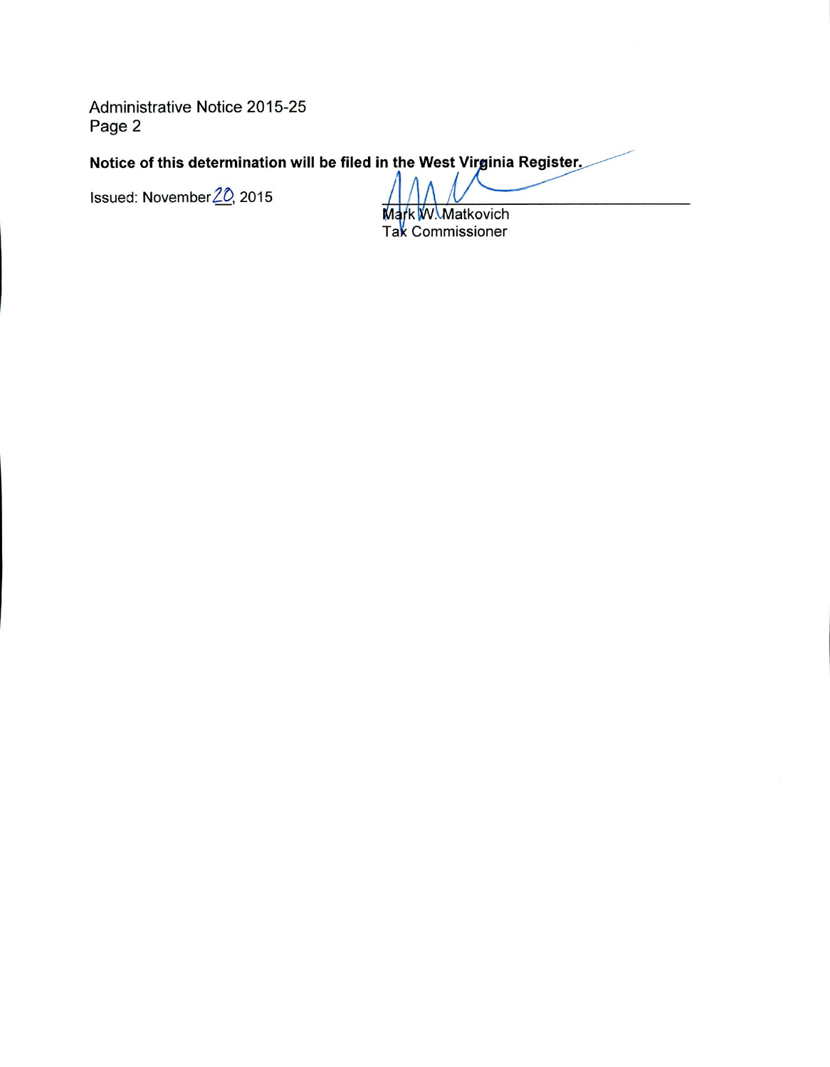Administrative Notice 2015-25
Page 2

**Notice of this determination will be filed in the West Virginia Register.**

Issued: November 20, 2015

Mark W. Matkovich
Tax Commissioner